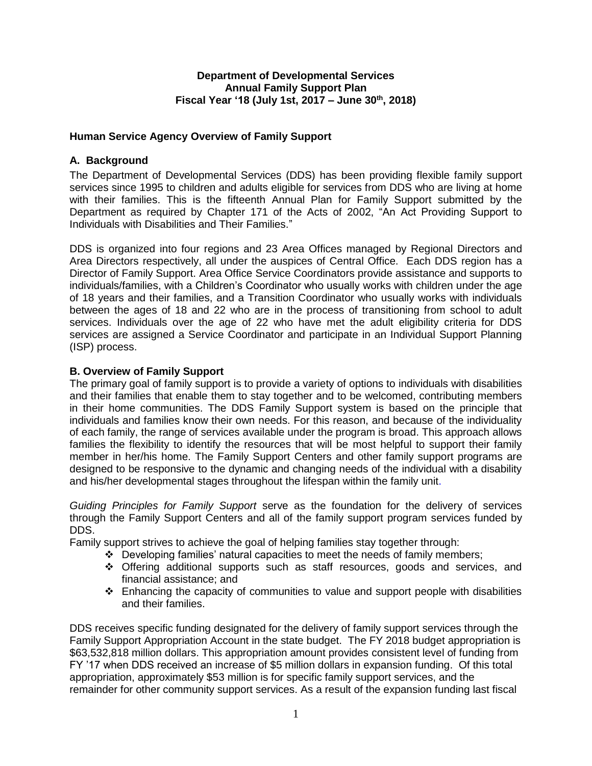**Department of Developmental Services**
**Annual Family Support Plan**
**Fiscal Year '18 (July 1st, 2017 – June 30th, 2018)**

## Human Service Agency Overview of Family Support

### A. Background

The Department of Developmental Services (DDS) has been providing flexible family support services since 1995 to children and adults eligible for services from DDS who are living at home with their families. This is the fifteenth Annual Plan for Family Support submitted by the Department as required by Chapter 171 of the Acts of 2002, "An Act Providing Support to Individuals with Disabilities and Their Families."

DDS is organized into four regions and 23 Area Offices managed by Regional Directors and Area Directors respectively, all under the auspices of Central Office. Each DDS region has a Director of Family Support. Area Office Service Coordinators provide assistance and supports to individuals/families, with a Children's Coordinator who usually works with children under the age of 18 years and their families, and a Transition Coordinator who usually works with individuals between the ages of 18 and 22 who are in the process of transitioning from school to adult services. Individuals over the age of 22 who have met the adult eligibility criteria for DDS services are assigned a Service Coordinator and participate in an Individual Support Planning (ISP) process.

### B. Overview of Family Support

The primary goal of family support is to provide a variety of options to individuals with disabilities and their families that enable them to stay together and to be welcomed, contributing members in their home communities. The DDS Family Support system is based on the principle that individuals and families know their own needs. For this reason, and because of the individuality of each family, the range of services available under the program is broad. This approach allows families the flexibility to identify the resources that will be most helpful to support their family member in her/his home. The Family Support Centers and other family support programs are designed to be responsive to the dynamic and changing needs of the individual with a disability and his/her developmental stages throughout the lifespan within the family unit.

*Guiding Principles for Family Support* serve as the foundation for the delivery of services through the Family Support Centers and all of the family support program services funded by DDS.

Family support strives to achieve the goal of helping families stay together through:

- Developing families' natural capacities to meet the needs of family members;
- Offering additional supports such as staff resources, goods and services, and financial assistance; and
- Enhancing the capacity of communities to value and support people with disabilities and their families.

DDS receives specific funding designated for the delivery of family support services through the Family Support Appropriation Account in the state budget. The FY 2018 budget appropriation is $63,532,818 million dollars. This appropriation amount provides consistent level of funding from FY '17 when DDS received an increase of $5 million dollars in expansion funding. Of this total appropriation, approximately $53 million is for specific family support services, and the remainder for other community support services. As a result of the expansion funding last fiscal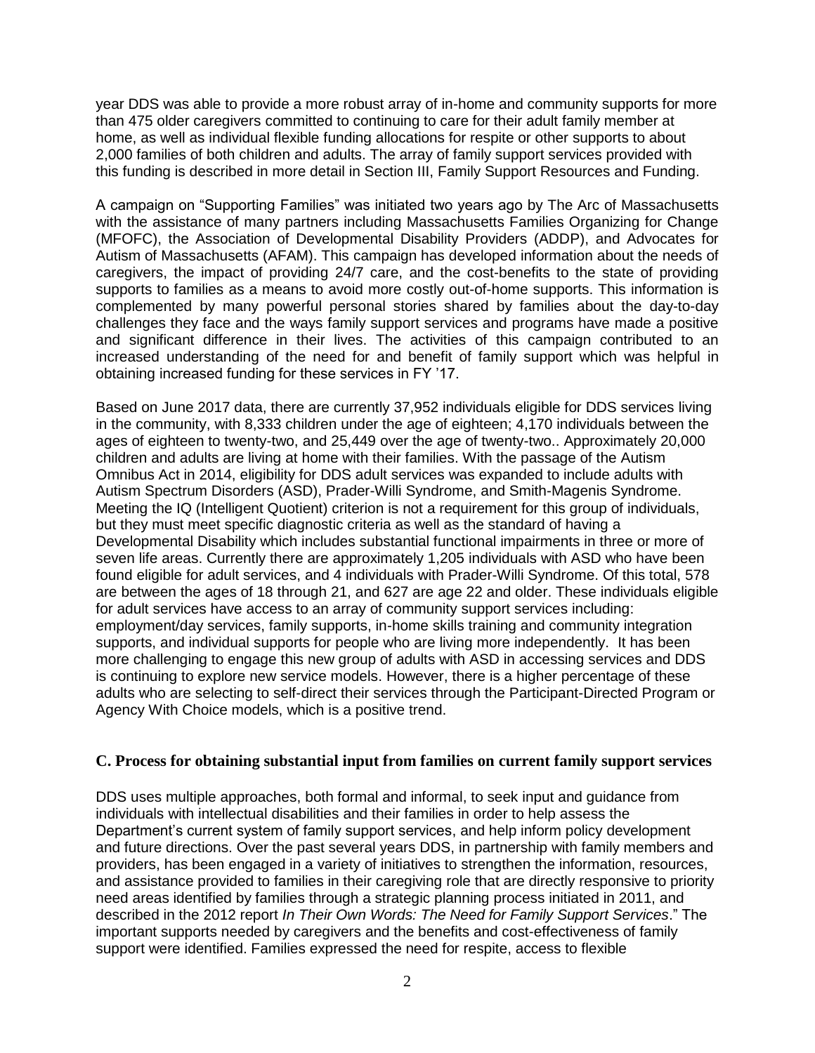year DDS was able to provide a more robust array of in-home and community supports for more than 475 older caregivers committed to continuing to care for their adult family member at home, as well as individual flexible funding allocations for respite or other supports to about 2,000 families of both children and adults. The array of family support services provided with this funding is described in more detail in Section III, Family Support Resources and Funding.

A campaign on "Supporting Families" was initiated two years ago by The Arc of Massachusetts with the assistance of many partners including Massachusetts Families Organizing for Change (MFOFC), the Association of Developmental Disability Providers (ADDP), and Advocates for Autism of Massachusetts (AFAM). This campaign has developed information about the needs of caregivers, the impact of providing 24/7 care, and the cost-benefits to the state of providing supports to families as a means to avoid more costly out-of-home supports. This information is complemented by many powerful personal stories shared by families about the day-to-day challenges they face and the ways family support services and programs have made a positive and significant difference in their lives. The activities of this campaign contributed to an increased understanding of the need for and benefit of family support which was helpful in obtaining increased funding for these services in FY '17.

Based on June 2017 data, there are currently 37,952 individuals eligible for DDS services living in the community, with 8,333 children under the age of eighteen; 4,170 individuals between the ages of eighteen to twenty-two, and 25,449 over the age of twenty-two.. Approximately 20,000 children and adults are living at home with their families. With the passage of the Autism Omnibus Act in 2014, eligibility for DDS adult services was expanded to include adults with Autism Spectrum Disorders (ASD), Prader-Willi Syndrome, and Smith-Magenis Syndrome. Meeting the IQ (Intelligent Quotient) criterion is not a requirement for this group of individuals, but they must meet specific diagnostic criteria as well as the standard of having a Developmental Disability which includes substantial functional impairments in three or more of seven life areas. Currently there are approximately 1,205 individuals with ASD who have been found eligible for adult services, and 4 individuals with Prader-Willi Syndrome. Of this total, 578 are between the ages of 18 through 21, and 627 are age 22 and older. These individuals eligible for adult services have access to an array of community support services including: employment/day services, family supports, in-home skills training and community integration supports, and individual supports for people who are living more independently. It has been more challenging to engage this new group of adults with ASD in accessing services and DDS is continuing to explore new service models. However, there is a higher percentage of these adults who are selecting to self-direct their services through the Participant-Directed Program or Agency With Choice models, which is a positive trend.

### C. Process for obtaining substantial input from families on current family support services

DDS uses multiple approaches, both formal and informal, to seek input and guidance from individuals with intellectual disabilities and their families in order to help assess the Department's current system of family support services, and help inform policy development and future directions. Over the past several years DDS, in partnership with family members and providers, has been engaged in a variety of initiatives to strengthen the information, resources, and assistance provided to families in their caregiving role that are directly responsive to priority need areas identified by families through a strategic planning process initiated in 2011, and described in the 2012 report *In Their Own Words: The Need for Family Support Services*." The important supports needed by caregivers and the benefits and cost-effectiveness of family support were identified. Families expressed the need for respite, access to flexible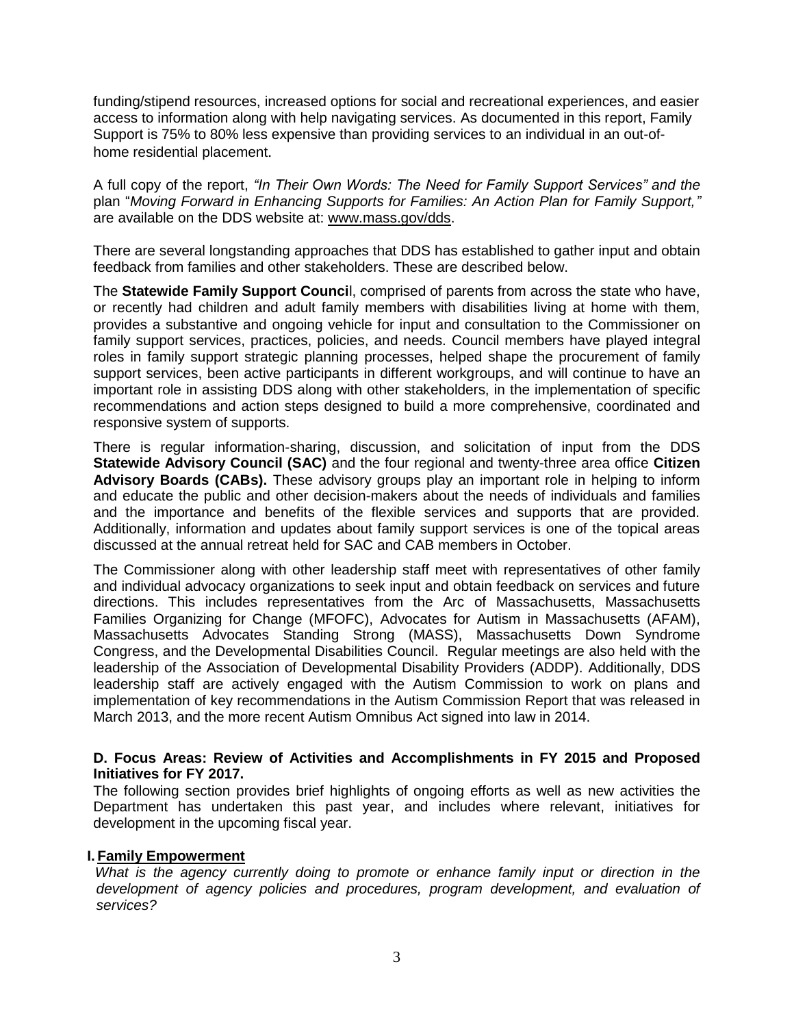funding/stipend resources, increased options for social and recreational experiences, and easier access to information along with help navigating services. As documented in this report, Family Support is 75% to 80% less expensive than providing services to an individual in an out-of-home residential placement.

A full copy of the report, *"In Their Own Words: The Need for Family Support Services" and the* plan "*Moving Forward in Enhancing Supports for Families: An Action Plan for Family Support,"* are available on the DDS website at: www.mass.gov/dds.

There are several longstanding approaches that DDS has established to gather input and obtain feedback from families and other stakeholders. These are described below.

The **Statewide Family Support Council**, comprised of parents from across the state who have, or recently had children and adult family members with disabilities living at home with them, provides a substantive and ongoing vehicle for input and consultation to the Commissioner on family support services, practices, policies, and needs. Council members have played integral roles in family support strategic planning processes, helped shape the procurement of family support services, been active participants in different workgroups, and will continue to have an important role in assisting DDS along with other stakeholders, in the implementation of specific recommendations and action steps designed to build a more comprehensive, coordinated and responsive system of supports.

There is regular information-sharing, discussion, and solicitation of input from the DDS **Statewide Advisory Council (SAC)** and the four regional and twenty-three area office **Citizen Advisory Boards (CABs).** These advisory groups play an important role in helping to inform and educate the public and other decision-makers about the needs of individuals and families and the importance and benefits of the flexible services and supports that are provided. Additionally, information and updates about family support services is one of the topical areas discussed at the annual retreat held for SAC and CAB members in October.

The Commissioner along with other leadership staff meet with representatives of other family and individual advocacy organizations to seek input and obtain feedback on services and future directions. This includes representatives from the Arc of Massachusetts, Massachusetts Families Organizing for Change (MFOFC), Advocates for Autism in Massachusetts (AFAM), Massachusetts Advocates Standing Strong (MASS), Massachusetts Down Syndrome Congress, and the Developmental Disabilities Council. Regular meetings are also held with the leadership of the Association of Developmental Disability Providers (ADDP). Additionally, DDS leadership staff are actively engaged with the Autism Commission to work on plans and implementation of key recommendations in the Autism Commission Report that was released in March 2013, and the more recent Autism Omnibus Act signed into law in 2014.

### D. Focus Areas: Review of Activities and Accomplishments in FY 2015 and Proposed Initiatives for FY 2017.

The following section provides brief highlights of ongoing efforts as well as new activities the Department has undertaken this past year, and includes where relevant, initiatives for development in the upcoming fiscal year.

#### I. Family Empowerment

*What is the agency currently doing to promote or enhance family input or direction in the development of agency policies and procedures, program development, and evaluation of services?*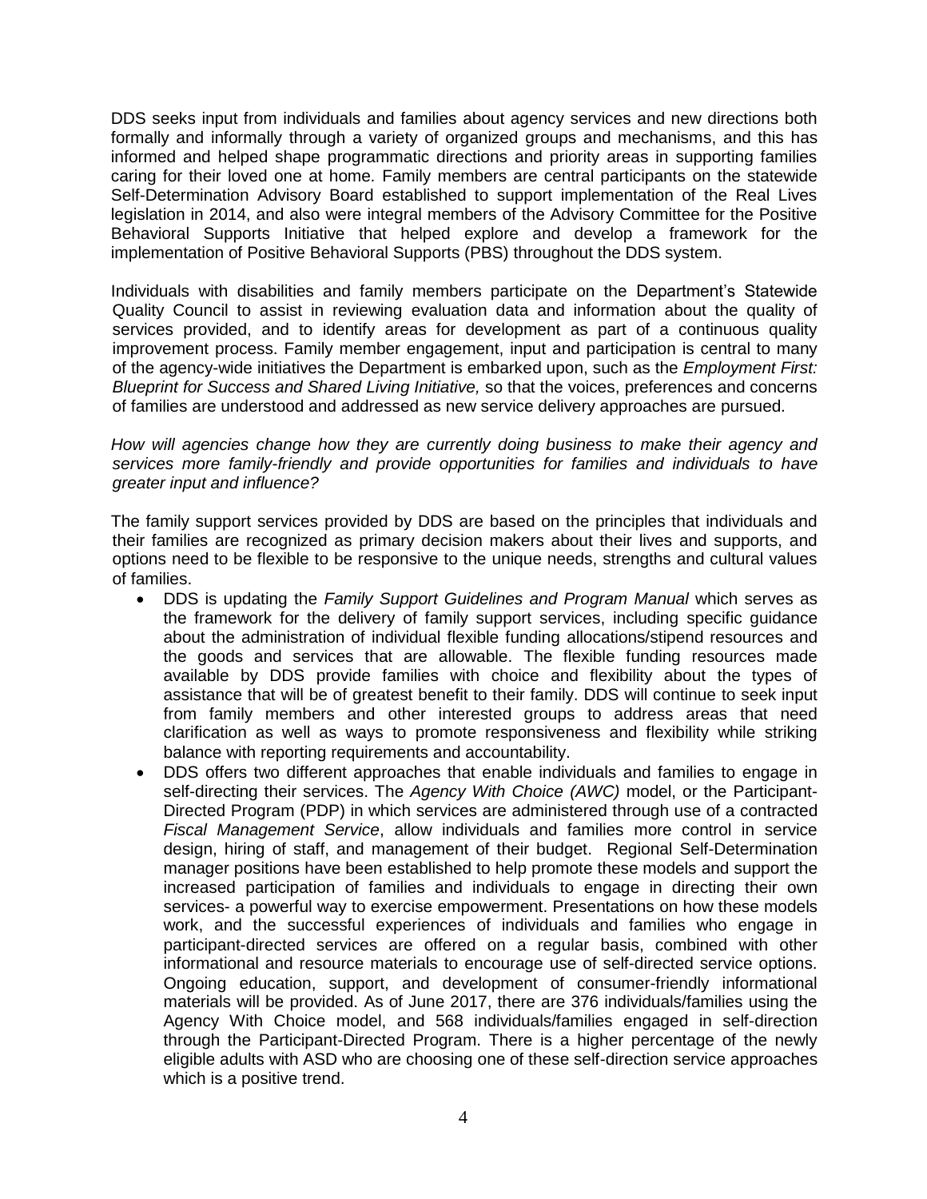DDS seeks input from individuals and families about agency services and new directions both formally and informally through a variety of organized groups and mechanisms, and this has informed and helped shape programmatic directions and priority areas in supporting families caring for their loved one at home. Family members are central participants on the statewide Self-Determination Advisory Board established to support implementation of the Real Lives legislation in 2014, and also were integral members of the Advisory Committee for the Positive Behavioral Supports Initiative that helped explore and develop a framework for the implementation of Positive Behavioral Supports (PBS) throughout the DDS system.

Individuals with disabilities and family members participate on the Department's Statewide Quality Council to assist in reviewing evaluation data and information about the quality of services provided, and to identify areas for development as part of a continuous quality improvement process. Family member engagement, input and participation is central to many of the agency-wide initiatives the Department is embarked upon, such as the *Employment First: Blueprint for Success and Shared Living Initiative,* so that the voices, preferences and concerns of families are understood and addressed as new service delivery approaches are pursued.

*How will agencies change how they are currently doing business to make their agency and services more family-friendly and provide opportunities for families and individuals to have greater input and influence?*

The family support services provided by DDS are based on the principles that individuals and their families are recognized as primary decision makers about their lives and supports, and options need to be flexible to be responsive to the unique needs, strengths and cultural values of families.

- DDS is updating the *Family Support Guidelines and Program Manual* which serves as the framework for the delivery of family support services, including specific guidance about the administration of individual flexible funding allocations/stipend resources and the goods and services that are allowable. The flexible funding resources made available by DDS provide families with choice and flexibility about the types of assistance that will be of greatest benefit to their family. DDS will continue to seek input from family members and other interested groups to address areas that need clarification as well as ways to promote responsiveness and flexibility while striking balance with reporting requirements and accountability.
- DDS offers two different approaches that enable individuals and families to engage in self-directing their services. The *Agency With Choice (AWC)* model, or the Participant-Directed Program (PDP) in which services are administered through use of a contracted *Fiscal Management Service*, allow individuals and families more control in service design, hiring of staff, and management of their budget. Regional Self-Determination manager positions have been established to help promote these models and support the increased participation of families and individuals to engage in directing their own services- a powerful way to exercise empowerment. Presentations on how these models work, and the successful experiences of individuals and families who engage in participant-directed services are offered on a regular basis, combined with other informational and resource materials to encourage use of self-directed service options. Ongoing education, support, and development of consumer-friendly informational materials will be provided. As of June 2017, there are 376 individuals/families using the Agency With Choice model, and 568 individuals/families engaged in self-direction through the Participant-Directed Program. There is a higher percentage of the newly eligible adults with ASD who are choosing one of these self-direction service approaches which is a positive trend.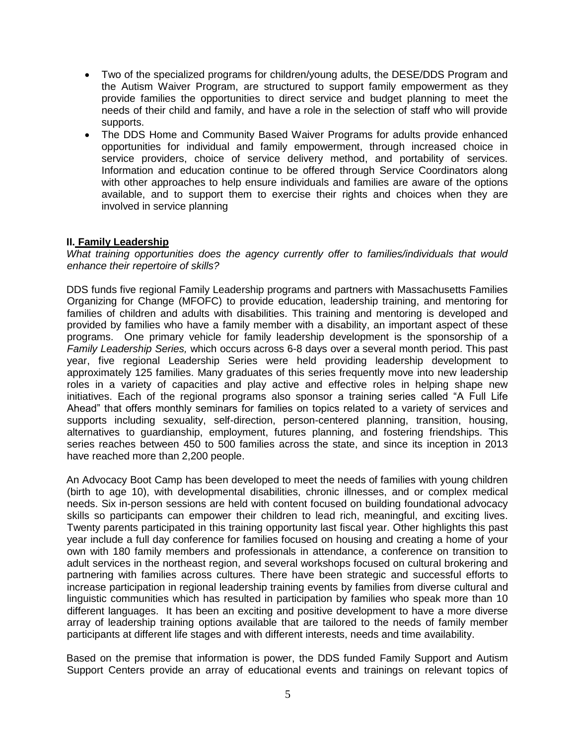- Two of the specialized programs for children/young adults, the DESE/DDS Program and the Autism Waiver Program, are structured to support family empowerment as they provide families the opportunities to direct service and budget planning to meet the needs of their child and family, and have a role in the selection of staff who will provide supports.
- The DDS Home and Community Based Waiver Programs for adults provide enhanced opportunities for individual and family empowerment, through increased choice in service providers, choice of service delivery method, and portability of services. Information and education continue to be offered through Service Coordinators along with other approaches to help ensure individuals and families are aware of the options available, and to support them to exercise their rights and choices when they are involved in service planning

## II. Family Leadership

*What training opportunities does the agency currently offer to families/individuals that would enhance their repertoire of skills?*

DDS funds five regional Family Leadership programs and partners with Massachusetts Families Organizing for Change (MFOFC) to provide education, leadership training, and mentoring for families of children and adults with disabilities. This training and mentoring is developed and provided by families who have a family member with a disability, an important aspect of these programs. One primary vehicle for family leadership development is the sponsorship of a *Family Leadership Series,* which occurs across 6-8 days over a several month period. This past year, five regional Leadership Series were held providing leadership development to approximately 125 families. Many graduates of this series frequently move into new leadership roles in a variety of capacities and play active and effective roles in helping shape new initiatives. Each of the regional programs also sponsor a training series called "A Full Life Ahead" that offers monthly seminars for families on topics related to a variety of services and supports including sexuality, self-direction, person-centered planning, transition, housing, alternatives to guardianship, employment, futures planning, and fostering friendships. This series reaches between 450 to 500 families across the state, and since its inception in 2013 have reached more than 2,200 people.

An Advocacy Boot Camp has been developed to meet the needs of families with young children (birth to age 10), with developmental disabilities, chronic illnesses, and or complex medical needs. Six in-person sessions are held with content focused on building foundational advocacy skills so participants can empower their children to lead rich, meaningful, and exciting lives. Twenty parents participated in this training opportunity last fiscal year. Other highlights this past year include a full day conference for families focused on housing and creating a home of your own with 180 family members and professionals in attendance, a conference on transition to adult services in the northeast region, and several workshops focused on cultural brokering and partnering with families across cultures. There have been strategic and successful efforts to increase participation in regional leadership training events by families from diverse cultural and linguistic communities which has resulted in participation by families who speak more than 10 different languages. It has been an exciting and positive development to have a more diverse array of leadership training options available that are tailored to the needs of family member participants at different life stages and with different interests, needs and time availability.

Based on the premise that information is power, the DDS funded Family Support and Autism Support Centers provide an array of educational events and trainings on relevant topics of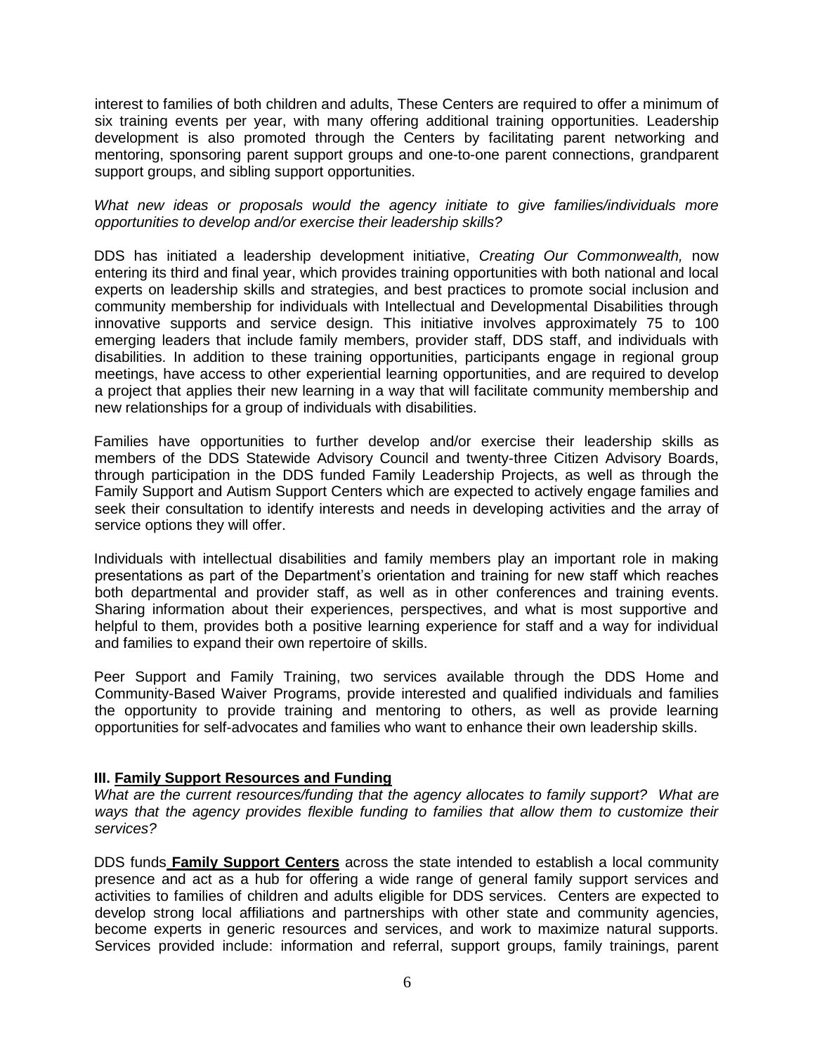interest to families of both children and adults, These Centers are required to offer a minimum of six training events per year, with many offering additional training opportunities. Leadership development is also promoted through the Centers by facilitating parent networking and mentoring, sponsoring parent support groups and one-to-one parent connections, grandparent support groups, and sibling support opportunities.

*What new ideas or proposals would the agency initiate to give families/individuals more opportunities to develop and/or exercise their leadership skills?*

DDS has initiated a leadership development initiative, *Creating Our Commonwealth,* now entering its third and final year, which provides training opportunities with both national and local experts on leadership skills and strategies, and best practices to promote social inclusion and community membership for individuals with Intellectual and Developmental Disabilities through innovative supports and service design. This initiative involves approximately 75 to 100 emerging leaders that include family members, provider staff, DDS staff, and individuals with disabilities. In addition to these training opportunities, participants engage in regional group meetings, have access to other experiential learning opportunities, and are required to develop a project that applies their new learning in a way that will facilitate community membership and new relationships for a group of individuals with disabilities.

Families have opportunities to further develop and/or exercise their leadership skills as members of the DDS Statewide Advisory Council and twenty-three Citizen Advisory Boards, through participation in the DDS funded Family Leadership Projects, as well as through the Family Support and Autism Support Centers which are expected to actively engage families and seek their consultation to identify interests and needs in developing activities and the array of service options they will offer.

Individuals with intellectual disabilities and family members play an important role in making presentations as part of the Department's orientation and training for new staff which reaches both departmental and provider staff, as well as in other conferences and training events. Sharing information about their experiences, perspectives, and what is most supportive and helpful to them, provides both a positive learning experience for staff and a way for individual and families to expand their own repertoire of skills.

Peer Support and Family Training, two services available through the DDS Home and Community-Based Waiver Programs, provide interested and qualified individuals and families the opportunity to provide training and mentoring to others, as well as provide learning opportunities for self-advocates and families who want to enhance their own leadership skills.

### III. Family Support Resources and Funding

*What are the current resources/funding that the agency allocates to family support? What are ways that the agency provides flexible funding to families that allow them to customize their services?*

DDS funds **Family Support Centers** across the state intended to establish a local community presence and act as a hub for offering a wide range of general family support services and activities to families of children and adults eligible for DDS services. Centers are expected to develop strong local affiliations and partnerships with other state and community agencies, become experts in generic resources and services, and work to maximize natural supports. Services provided include: information and referral, support groups, family trainings, parent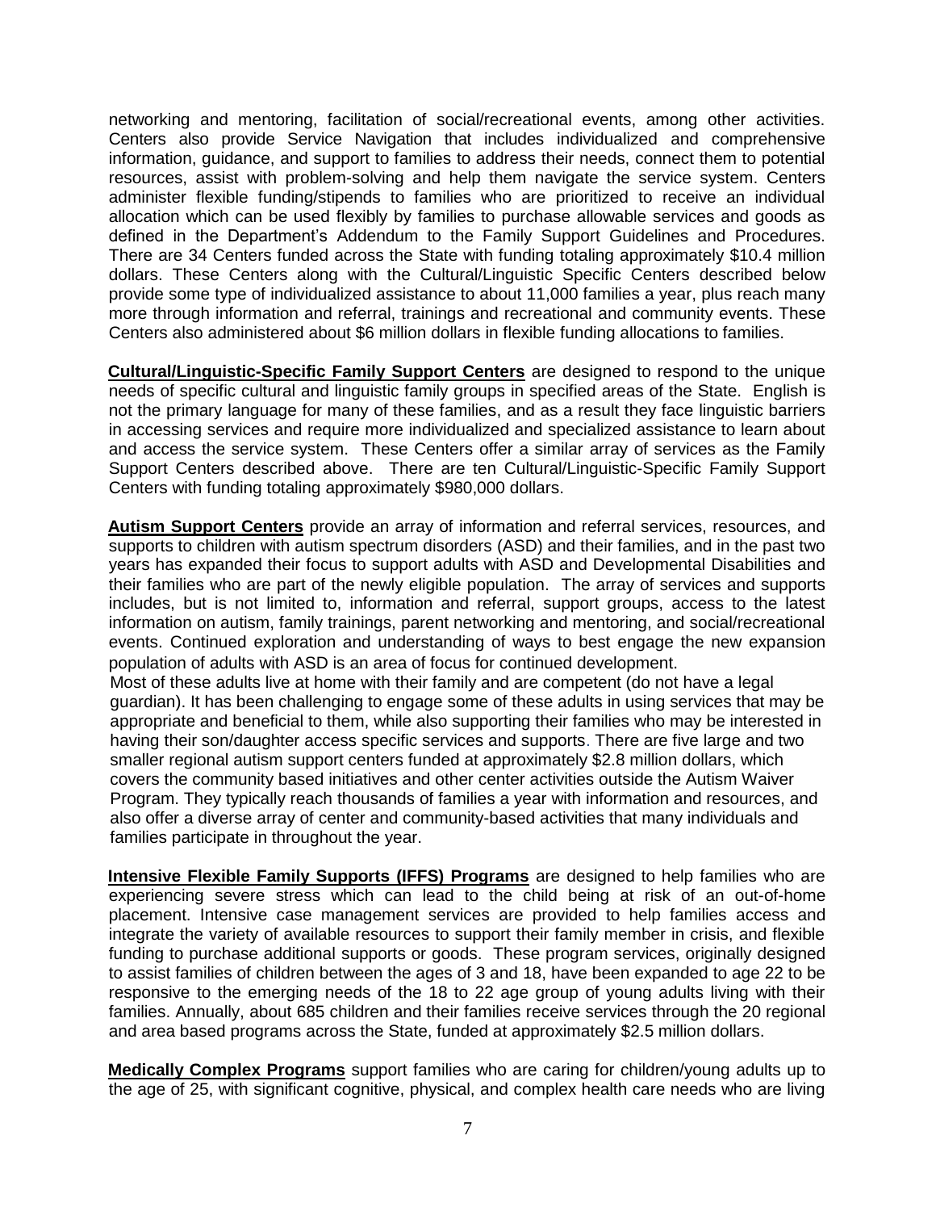networking and mentoring, facilitation of social/recreational events, among other activities. Centers also provide Service Navigation that includes individualized and comprehensive information, guidance, and support to families to address their needs, connect them to potential resources, assist with problem-solving and help them navigate the service system. Centers administer flexible funding/stipends to families who are prioritized to receive an individual allocation which can be used flexibly by families to purchase allowable services and goods as defined in the Department's Addendum to the Family Support Guidelines and Procedures. There are 34 Centers funded across the State with funding totaling approximately $10.4 million dollars. These Centers along with the Cultural/Linguistic Specific Centers described below provide some type of individualized assistance to about 11,000 families a year, plus reach many more through information and referral, trainings and recreational and community events. These Centers also administered about $6 million dollars in flexible funding allocations to families.

**Cultural/Linguistic-Specific Family Support Centers** are designed to respond to the unique needs of specific cultural and linguistic family groups in specified areas of the State. English is not the primary language for many of these families, and as a result they face linguistic barriers in accessing services and require more individualized and specialized assistance to learn about and access the service system. These Centers offer a similar array of services as the Family Support Centers described above. There are ten Cultural/Linguistic-Specific Family Support Centers with funding totaling approximately $980,000 dollars.

**Autism Support Centers** provide an array of information and referral services, resources, and supports to children with autism spectrum disorders (ASD) and their families, and in the past two years has expanded their focus to support adults with ASD and Developmental Disabilities and their families who are part of the newly eligible population. The array of services and supports includes, but is not limited to, information and referral, support groups, access to the latest information on autism, family trainings, parent networking and mentoring, and social/recreational events. Continued exploration and understanding of ways to best engage the new expansion population of adults with ASD is an area of focus for continued development.
Most of these adults live at home with their family and are competent (do not have a legal guardian). It has been challenging to engage some of these adults in using services that may be appropriate and beneficial to them, while also supporting their families who may be interested in having their son/daughter access specific services and supports. There are five large and two smaller regional autism support centers funded at approximately $2.8 million dollars, which covers the community based initiatives and other center activities outside the Autism Waiver Program. They typically reach thousands of families a year with information and resources, and also offer a diverse array of center and community-based activities that many individuals and families participate in throughout the year.

**Intensive Flexible Family Supports (IFFS) Programs** are designed to help families who are experiencing severe stress which can lead to the child being at risk of an out-of-home placement. Intensive case management services are provided to help families access and integrate the variety of available resources to support their family member in crisis, and flexible funding to purchase additional supports or goods. These program services, originally designed to assist families of children between the ages of 3 and 18, have been expanded to age 22 to be responsive to the emerging needs of the 18 to 22 age group of young adults living with their families. Annually, about 685 children and their families receive services through the 20 regional and area based programs across the State, funded at approximately $2.5 million dollars.

**Medically Complex Programs** support families who are caring for children/young adults up to the age of 25, with significant cognitive, physical, and complex health care needs who are living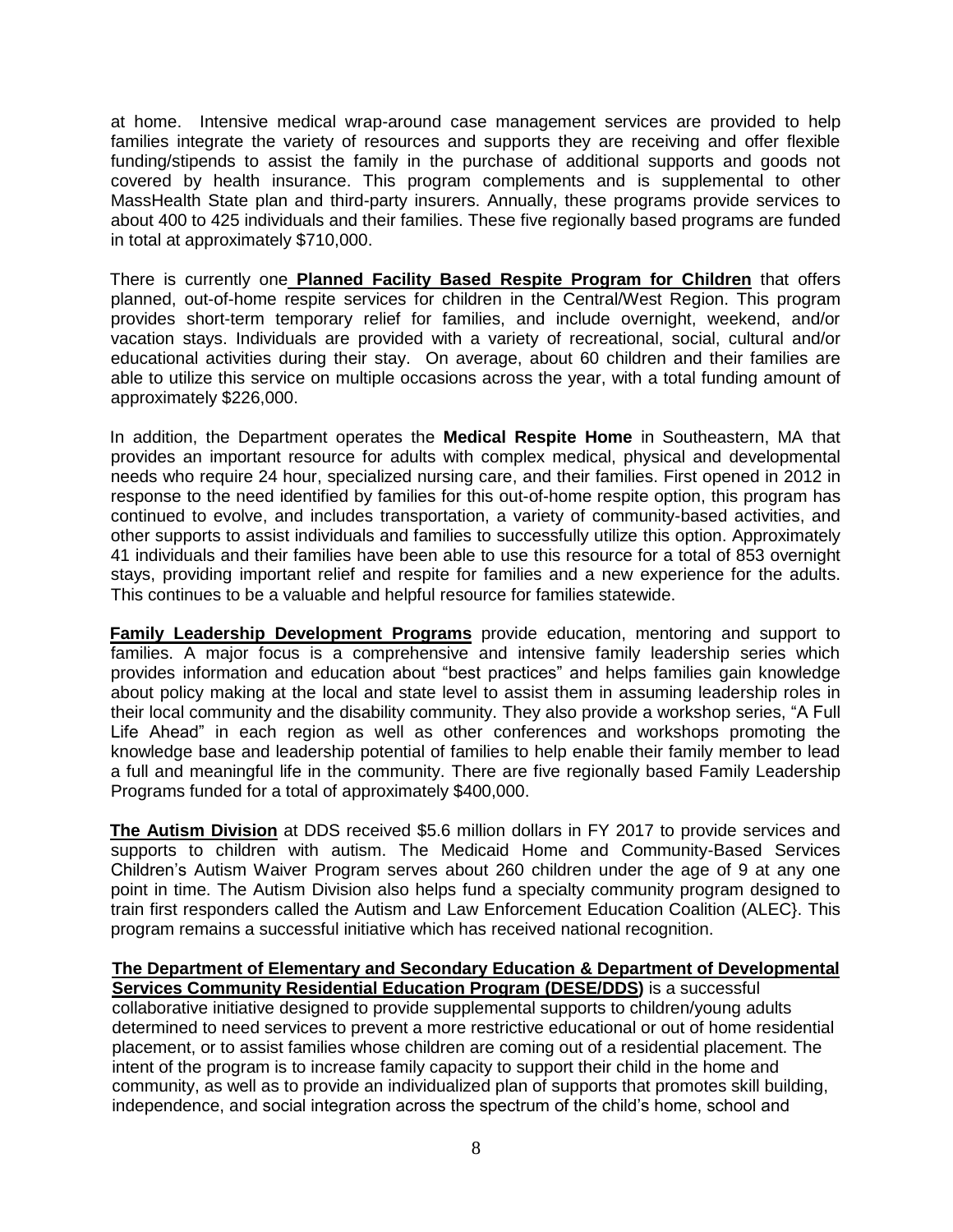at home. Intensive medical wrap-around case management services are provided to help families integrate the variety of resources and supports they are receiving and offer flexible funding/stipends to assist the family in the purchase of additional supports and goods not covered by health insurance. This program complements and is supplemental to other MassHealth State plan and third-party insurers. Annually, these programs provide services to about 400 to 425 individuals and their families. These five regionally based programs are funded in total at approximately $710,000.

There is currently one **Planned Facility Based Respite Program for Children** that offers planned, out-of-home respite services for children in the Central/West Region. This program provides short-term temporary relief for families, and include overnight, weekend, and/or vacation stays. Individuals are provided with a variety of recreational, social, cultural and/or educational activities during their stay. On average, about 60 children and their families are able to utilize this service on multiple occasions across the year, with a total funding amount of approximately $226,000.

In addition, the Department operates the **Medical Respite Home** in Southeastern, MA that provides an important resource for adults with complex medical, physical and developmental needs who require 24 hour, specialized nursing care, and their families. First opened in 2012 in response to the need identified by families for this out-of-home respite option, this program has continued to evolve, and includes transportation, a variety of community-based activities, and other supports to assist individuals and families to successfully utilize this option. Approximately 41 individuals and their families have been able to use this resource for a total of 853 overnight stays, providing important relief and respite for families and a new experience for the adults. This continues to be a valuable and helpful resource for families statewide.

**Family Leadership Development Programs** provide education, mentoring and support to families. A major focus is a comprehensive and intensive family leadership series which provides information and education about "best practices" and helps families gain knowledge about policy making at the local and state level to assist them in assuming leadership roles in their local community and the disability community. They also provide a workshop series, "A Full Life Ahead" in each region as well as other conferences and workshops promoting the knowledge base and leadership potential of families to help enable their family member to lead a full and meaningful life in the community. There are five regionally based Family Leadership Programs funded for a total of approximately $400,000.

**The Autism Division** at DDS received $5.6 million dollars in FY 2017 to provide services and supports to children with autism. The Medicaid Home and Community-Based Services Children's Autism Waiver Program serves about 260 children under the age of 9 at any one point in time. The Autism Division also helps fund a specialty community program designed to train first responders called the Autism and Law Enforcement Education Coalition (ALEC}. This program remains a successful initiative which has received national recognition.

**The Department of Elementary and Secondary Education & Department of Developmental Services Community Residential Education Program (DESE/DDS)** is a successful collaborative initiative designed to provide supplemental supports to children/young adults determined to need services to prevent a more restrictive educational or out of home residential placement, or to assist families whose children are coming out of a residential placement. The intent of the program is to increase family capacity to support their child in the home and community, as well as to provide an individualized plan of supports that promotes skill building, independence, and social integration across the spectrum of the child's home, school and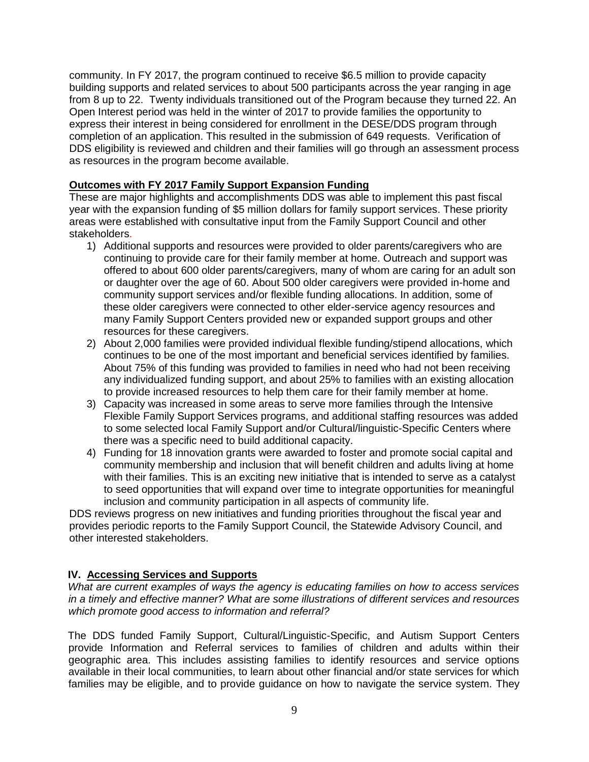community. In FY 2017, the program continued to receive $6.5 million to provide capacity building supports and related services to about 500 participants across the year ranging in age from 8 up to 22. Twenty individuals transitioned out of the Program because they turned 22. An Open Interest period was held in the winter of 2017 to provide families the opportunity to express their interest in being considered for enrollment in the DESE/DDS program through completion of an application. This resulted in the submission of 649 requests. Verification of DDS eligibility is reviewed and children and their families will go through an assessment process as resources in the program become available.

**Outcomes with FY 2017 Family Support Expansion Funding**

These are major highlights and accomplishments DDS was able to implement this past fiscal year with the expansion funding of $5 million dollars for family support services. These priority areas were established with consultative input from the Family Support Council and other stakeholders.

1) Additional supports and resources were provided to older parents/caregivers who are continuing to provide care for their family member at home. Outreach and support was offered to about 600 older parents/caregivers, many of whom are caring for an adult son or daughter over the age of 60. About 500 older caregivers were provided in-home and community support services and/or flexible funding allocations. In addition, some of these older caregivers were connected to other elder-service agency resources and many Family Support Centers provided new or expanded support groups and other resources for these caregivers.
2) About 2,000 families were provided individual flexible funding/stipend allocations, which continues to be one of the most important and beneficial services identified by families. About 75% of this funding was provided to families in need who had not been receiving any individualized funding support, and about 25% to families with an existing allocation to provide increased resources to help them care for their family member at home.
3) Capacity was increased in some areas to serve more families through the Intensive Flexible Family Support Services programs, and additional staffing resources was added to some selected local Family Support and/or Cultural/linguistic-Specific Centers where there was a specific need to build additional capacity.
4) Funding for 18 innovation grants were awarded to foster and promote social capital and community membership and inclusion that will benefit children and adults living at home with their families. This is an exciting new initiative that is intended to serve as a catalyst to seed opportunities that will expand over time to integrate opportunities for meaningful inclusion and community participation in all aspects of community life.

DDS reviews progress on new initiatives and funding priorities throughout the fiscal year and provides periodic reports to the Family Support Council, the Statewide Advisory Council, and other interested stakeholders.

## IV. Accessing Services and Supports

*What are current examples of ways the agency is educating families on how to access services in a timely and effective manner? What are some illustrations of different services and resources which promote good access to information and referral?*

The DDS funded Family Support, Cultural/Linguistic-Specific, and Autism Support Centers provide Information and Referral services to families of children and adults within their geographic area. This includes assisting families to identify resources and service options available in their local communities, to learn about other financial and/or state services for which families may be eligible, and to provide guidance on how to navigate the service system. They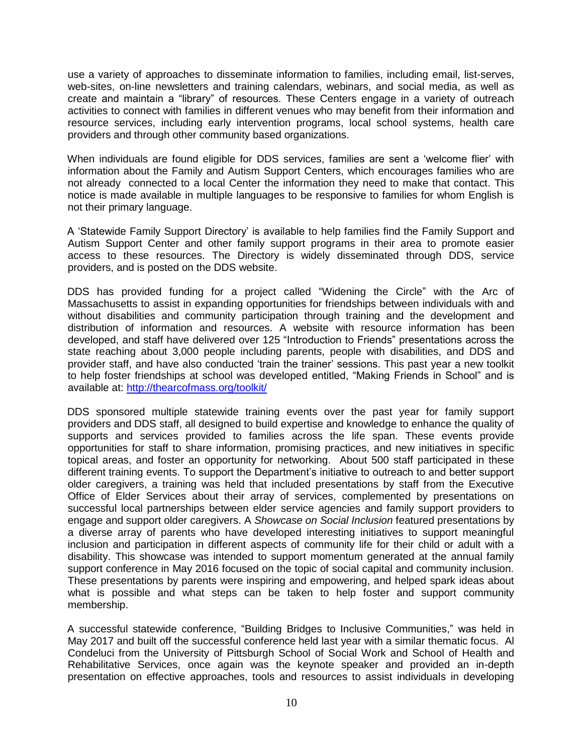use a variety of approaches to disseminate information to families, including email, list-serves, web-sites, on-line newsletters and training calendars, webinars, and social media, as well as create and maintain a "library" of resources. These Centers engage in a variety of outreach activities to connect with families in different venues who may benefit from their information and resource services, including early intervention programs, local school systems, health care providers and through other community based organizations.

When individuals are found eligible for DDS services, families are sent a 'welcome flier' with information about the Family and Autism Support Centers, which encourages families who are not already connected to a local Center the information they need to make that contact. This notice is made available in multiple languages to be responsive to families for whom English is not their primary language.

A 'Statewide Family Support Directory' is available to help families find the Family Support and Autism Support Center and other family support programs in their area to promote easier access to these resources. The Directory is widely disseminated through DDS, service providers, and is posted on the DDS website.

DDS has provided funding for a project called "Widening the Circle" with the Arc of Massachusetts to assist in expanding opportunities for friendships between individuals with and without disabilities and community participation through training and the development and distribution of information and resources. A website with resource information has been developed, and staff have delivered over 125 "Introduction to Friends" presentations across the state reaching about 3,000 people including parents, people with disabilities, and DDS and provider staff, and have also conducted 'train the trainer' sessions. This past year a new toolkit to help foster friendships at school was developed entitled, "Making Friends in School" and is available at: http://thearcofmass.org/toolkit/

DDS sponsored multiple statewide training events over the past year for family support providers and DDS staff, all designed to build expertise and knowledge to enhance the quality of supports and services provided to families across the life span. These events provide opportunities for staff to share information, promising practices, and new initiatives in specific topical areas, and foster an opportunity for networking. About 500 staff participated in these different training events. To support the Department's initiative to outreach to and better support older caregivers, a training was held that included presentations by staff from the Executive Office of Elder Services about their array of services, complemented by presentations on successful local partnerships between elder service agencies and family support providers to engage and support older caregivers. A *Showcase on Social Inclusion* featured presentations by a diverse array of parents who have developed interesting initiatives to support meaningful inclusion and participation in different aspects of community life for their child or adult with a disability. This showcase was intended to support momentum generated at the annual family support conference in May 2016 focused on the topic of social capital and community inclusion. These presentations by parents were inspiring and empowering, and helped spark ideas about what is possible and what steps can be taken to help foster and support community membership.

A successful statewide conference, "Building Bridges to Inclusive Communities," was held in May 2017 and built off the successful conference held last year with a similar thematic focus. Al Condeluci from the University of Pittsburgh School of Social Work and School of Health and Rehabilitative Services, once again was the keynote speaker and provided an in-depth presentation on effective approaches, tools and resources to assist individuals in developing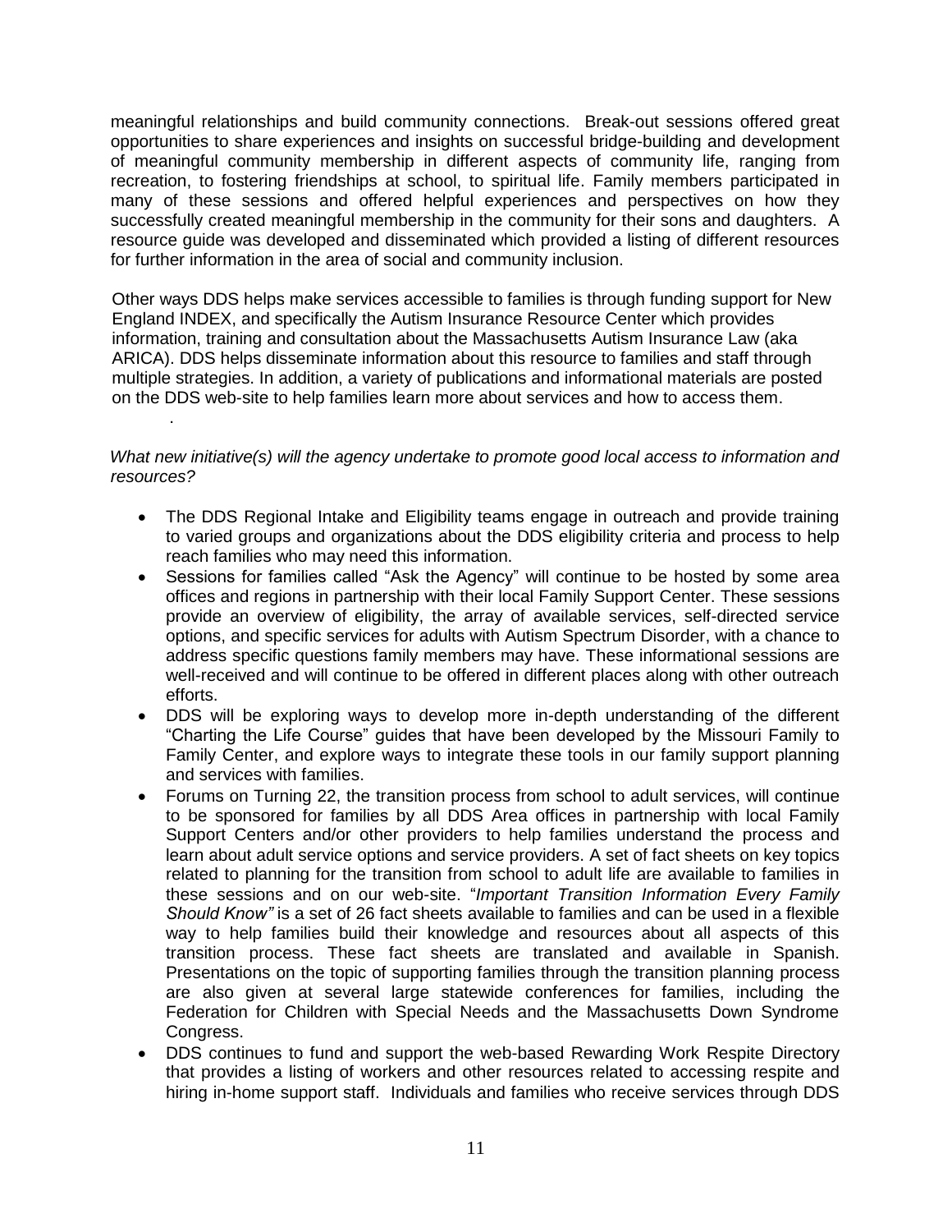meaningful relationships and build community connections. Break-out sessions offered great opportunities to share experiences and insights on successful bridge-building and development of meaningful community membership in different aspects of community life, ranging from recreation, to fostering friendships at school, to spiritual life. Family members participated in many of these sessions and offered helpful experiences and perspectives on how they successfully created meaningful membership in the community for their sons and daughters. A resource guide was developed and disseminated which provided a listing of different resources for further information in the area of social and community inclusion.

Other ways DDS helps make services accessible to families is through funding support for New England INDEX, and specifically the Autism Insurance Resource Center which provides information, training and consultation about the Massachusetts Autism Insurance Law (aka ARICA). DDS helps disseminate information about this resource to families and staff through multiple strategies. In addition, a variety of publications and informational materials are posted on the DDS web-site to help families learn more about services and how to access them.

*What new initiative(s) will the agency undertake to promote good local access to information and resources?*

- The DDS Regional Intake and Eligibility teams engage in outreach and provide training to varied groups and organizations about the DDS eligibility criteria and process to help reach families who may need this information.
- Sessions for families called "Ask the Agency" will continue to be hosted by some area offices and regions in partnership with their local Family Support Center. These sessions provide an overview of eligibility, the array of available services, self-directed service options, and specific services for adults with Autism Spectrum Disorder, with a chance to address specific questions family members may have. These informational sessions are well-received and will continue to be offered in different places along with other outreach efforts.
- DDS will be exploring ways to develop more in-depth understanding of the different "Charting the Life Course" guides that have been developed by the Missouri Family to Family Center, and explore ways to integrate these tools in our family support planning and services with families.
- Forums on Turning 22, the transition process from school to adult services, will continue to be sponsored for families by all DDS Area offices in partnership with local Family Support Centers and/or other providers to help families understand the process and learn about adult service options and service providers. A set of fact sheets on key topics related to planning for the transition from school to adult life are available to families in these sessions and on our web-site. "*Important Transition Information Every Family Should Know"* is a set of 26 fact sheets available to families and can be used in a flexible way to help families build their knowledge and resources about all aspects of this transition process. These fact sheets are translated and available in Spanish. Presentations on the topic of supporting families through the transition planning process are also given at several large statewide conferences for families, including the Federation for Children with Special Needs and the Massachusetts Down Syndrome Congress.
- DDS continues to fund and support the web-based Rewarding Work Respite Directory that provides a listing of workers and other resources related to accessing respite and hiring in-home support staff. Individuals and families who receive services through DDS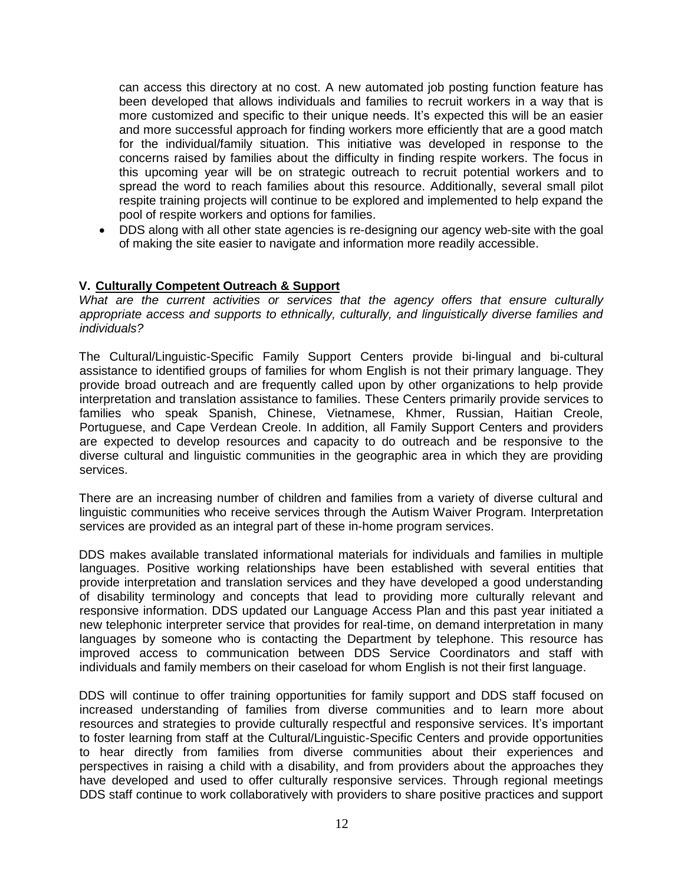can access this directory at no cost. A new automated job posting function feature has been developed that allows individuals and families to recruit workers in a way that is more customized and specific to their unique needs. It's expected this will be an easier and more successful approach for finding workers more efficiently that are a good match for the individual/family situation. This initiative was developed in response to the concerns raised by families about the difficulty in finding respite workers. The focus in this upcoming year will be on strategic outreach to recruit potential workers and to spread the word to reach families about this resource. Additionally, several small pilot respite training projects will continue to be explored and implemented to help expand the pool of respite workers and options for families.

- DDS along with all other state agencies is re-designing our agency web-site with the goal of making the site easier to navigate and information more readily accessible.

## V. Culturally Competent Outreach & Support

*What are the current activities or services that the agency offers that ensure culturally appropriate access and supports to ethnically, culturally, and linguistically diverse families and individuals?*

The Cultural/Linguistic-Specific Family Support Centers provide bi-lingual and bi-cultural assistance to identified groups of families for whom English is not their primary language. They provide broad outreach and are frequently called upon by other organizations to help provide interpretation and translation assistance to families. These Centers primarily provide services to families who speak Spanish, Chinese, Vietnamese, Khmer, Russian, Haitian Creole, Portuguese, and Cape Verdean Creole. In addition, all Family Support Centers and providers are expected to develop resources and capacity to do outreach and be responsive to the diverse cultural and linguistic communities in the geographic area in which they are providing services.

There are an increasing number of children and families from a variety of diverse cultural and linguistic communities who receive services through the Autism Waiver Program. Interpretation services are provided as an integral part of these in-home program services.

DDS makes available translated informational materials for individuals and families in multiple languages. Positive working relationships have been established with several entities that provide interpretation and translation services and they have developed a good understanding of disability terminology and concepts that lead to providing more culturally relevant and responsive information. DDS updated our Language Access Plan and this past year initiated a new telephonic interpreter service that provides for real-time, on demand interpretation in many languages by someone who is contacting the Department by telephone. This resource has improved access to communication between DDS Service Coordinators and staff with individuals and family members on their caseload for whom English is not their first language.

DDS will continue to offer training opportunities for family support and DDS staff focused on increased understanding of families from diverse communities and to learn more about resources and strategies to provide culturally respectful and responsive services. It's important to foster learning from staff at the Cultural/Linguistic-Specific Centers and provide opportunities to hear directly from families from diverse communities about their experiences and perspectives in raising a child with a disability, and from providers about the approaches they have developed and used to offer culturally responsive services. Through regional meetings DDS staff continue to work collaboratively with providers to share positive practices and support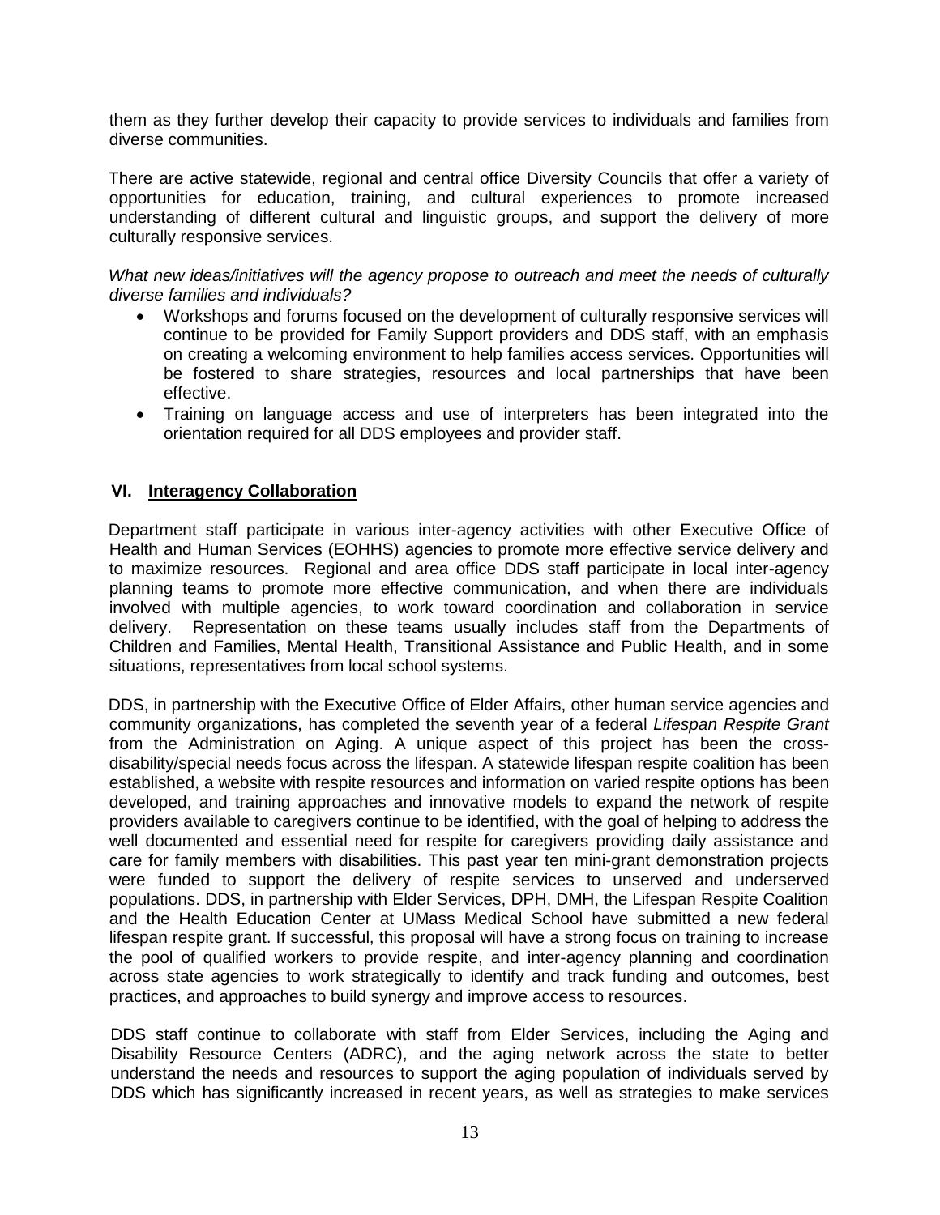them as they further develop their capacity to provide services to individuals and families from diverse communities.

There are active statewide, regional and central office Diversity Councils that offer a variety of opportunities for education, training, and cultural experiences to promote increased understanding of different cultural and linguistic groups, and support the delivery of more culturally responsive services.

*What new ideas/initiatives will the agency propose to outreach and meet the needs of culturally diverse families and individuals?*

- Workshops and forums focused on the development of culturally responsive services will continue to be provided for Family Support providers and DDS staff, with an emphasis on creating a welcoming environment to help families access services. Opportunities will be fostered to share strategies, resources and local partnerships that have been effective.
- Training on language access and use of interpreters has been integrated into the orientation required for all DDS employees and provider staff.

## VI. Interagency Collaboration

Department staff participate in various inter-agency activities with other Executive Office of Health and Human Services (EOHHS) agencies to promote more effective service delivery and to maximize resources. Regional and area office DDS staff participate in local inter-agency planning teams to promote more effective communication, and when there are individuals involved with multiple agencies, to work toward coordination and collaboration in service delivery. Representation on these teams usually includes staff from the Departments of Children and Families, Mental Health, Transitional Assistance and Public Health, and in some situations, representatives from local school systems.

DDS, in partnership with the Executive Office of Elder Affairs, other human service agencies and community organizations, has completed the seventh year of a federal *Lifespan Respite Grant* from the Administration on Aging. A unique aspect of this project has been the cross-disability/special needs focus across the lifespan. A statewide lifespan respite coalition has been established, a website with respite resources and information on varied respite options has been developed, and training approaches and innovative models to expand the network of respite providers available to caregivers continue to be identified, with the goal of helping to address the well documented and essential need for respite for caregivers providing daily assistance and care for family members with disabilities. This past year ten mini-grant demonstration projects were funded to support the delivery of respite services to unserved and underserved populations. DDS, in partnership with Elder Services, DPH, DMH, the Lifespan Respite Coalition and the Health Education Center at UMass Medical School have submitted a new federal lifespan respite grant. If successful, this proposal will have a strong focus on training to increase the pool of qualified workers to provide respite, and inter-agency planning and coordination across state agencies to work strategically to identify and track funding and outcomes, best practices, and approaches to build synergy and improve access to resources.

DDS staff continue to collaborate with staff from Elder Services, including the Aging and Disability Resource Centers (ADRC), and the aging network across the state to better understand the needs and resources to support the aging population of individuals served by DDS which has significantly increased in recent years, as well as strategies to make services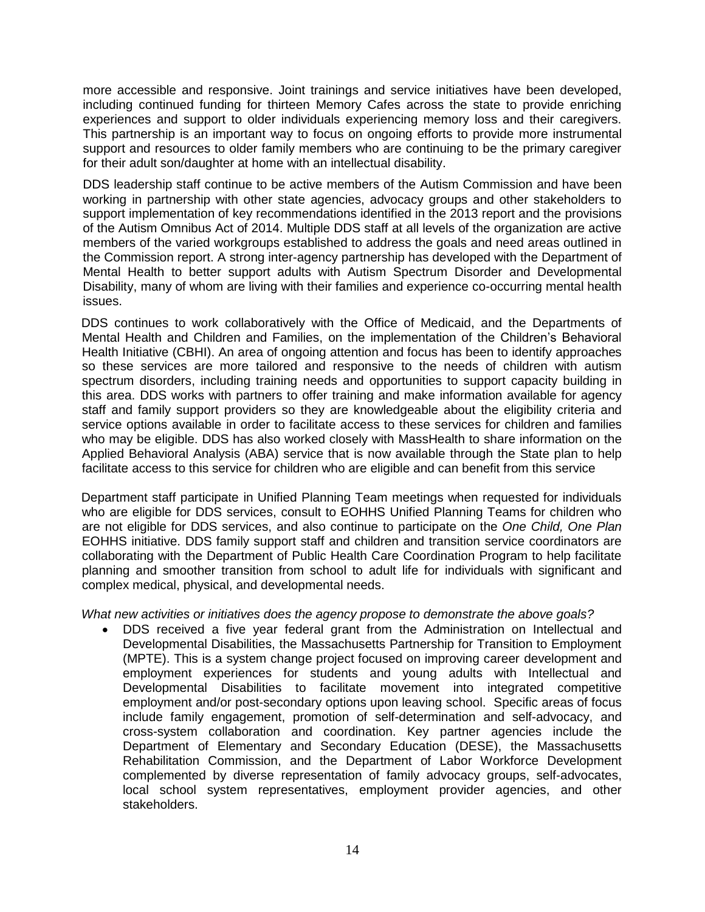more accessible and responsive. Joint trainings and service initiatives have been developed, including continued funding for thirteen Memory Cafes across the state to provide enriching experiences and support to older individuals experiencing memory loss and their caregivers. This partnership is an important way to focus on ongoing efforts to provide more instrumental support and resources to older family members who are continuing to be the primary caregiver for their adult son/daughter at home with an intellectual disability.

DDS leadership staff continue to be active members of the Autism Commission and have been working in partnership with other state agencies, advocacy groups and other stakeholders to support implementation of key recommendations identified in the 2013 report and the provisions of the Autism Omnibus Act of 2014. Multiple DDS staff at all levels of the organization are active members of the varied workgroups established to address the goals and need areas outlined in the Commission report. A strong inter-agency partnership has developed with the Department of Mental Health to better support adults with Autism Spectrum Disorder and Developmental Disability, many of whom are living with their families and experience co-occurring mental health issues.

DDS continues to work collaboratively with the Office of Medicaid, and the Departments of Mental Health and Children and Families, on the implementation of the Children's Behavioral Health Initiative (CBHI). An area of ongoing attention and focus has been to identify approaches so these services are more tailored and responsive to the needs of children with autism spectrum disorders, including training needs and opportunities to support capacity building in this area. DDS works with partners to offer training and make information available for agency staff and family support providers so they are knowledgeable about the eligibility criteria and service options available in order to facilitate access to these services for children and families who may be eligible. DDS has also worked closely with MassHealth to share information on the Applied Behavioral Analysis (ABA) service that is now available through the State plan to help facilitate access to this service for children who are eligible and can benefit from this service

Department staff participate in Unified Planning Team meetings when requested for individuals who are eligible for DDS services, consult to EOHHS Unified Planning Teams for children who are not eligible for DDS services, and also continue to participate on the *One Child, One Plan* EOHHS initiative. DDS family support staff and children and transition service coordinators are collaborating with the Department of Public Health Care Coordination Program to help facilitate planning and smoother transition from school to adult life for individuals with significant and complex medical, physical, and developmental needs.

*What new activities or initiatives does the agency propose to demonstrate the above goals?*

- DDS received a five year federal grant from the Administration on Intellectual and Developmental Disabilities, the Massachusetts Partnership for Transition to Employment (MPTE). This is a system change project focused on improving career development and employment experiences for students and young adults with Intellectual and Developmental Disabilities to facilitate movement into integrated competitive employment and/or post-secondary options upon leaving school. Specific areas of focus include family engagement, promotion of self-determination and self-advocacy, and cross-system collaboration and coordination. Key partner agencies include the Department of Elementary and Secondary Education (DESE), the Massachusetts Rehabilitation Commission, and the Department of Labor Workforce Development complemented by diverse representation of family advocacy groups, self-advocates, local school system representatives, employment provider agencies, and other stakeholders.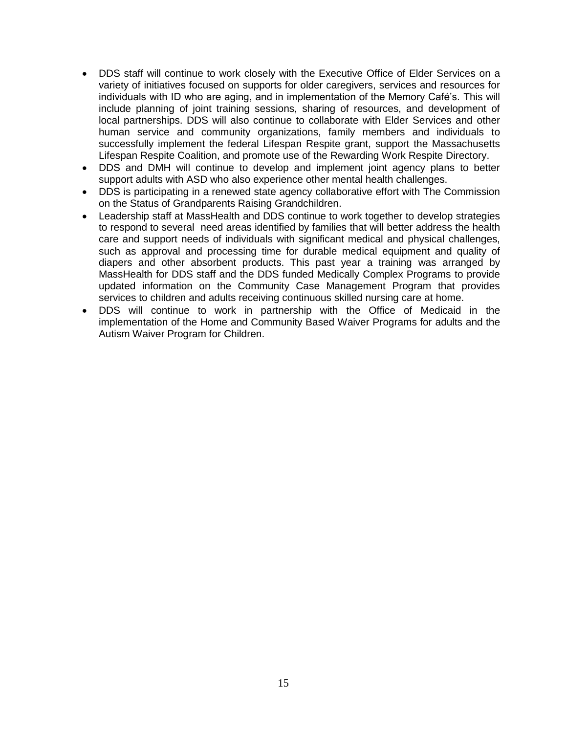- DDS staff will continue to work closely with the Executive Office of Elder Services on a variety of initiatives focused on supports for older caregivers, services and resources for individuals with ID who are aging, and in implementation of the Memory Café's. This will include planning of joint training sessions, sharing of resources, and development of local partnerships. DDS will also continue to collaborate with Elder Services and other human service and community organizations, family members and individuals to successfully implement the federal Lifespan Respite grant, support the Massachusetts Lifespan Respite Coalition, and promote use of the Rewarding Work Respite Directory.
- DDS and DMH will continue to develop and implement joint agency plans to better support adults with ASD who also experience other mental health challenges.
- DDS is participating in a renewed state agency collaborative effort with The Commission on the Status of Grandparents Raising Grandchildren.
- Leadership staff at MassHealth and DDS continue to work together to develop strategies to respond to several need areas identified by families that will better address the health care and support needs of individuals with significant medical and physical challenges, such as approval and processing time for durable medical equipment and quality of diapers and other absorbent products. This past year a training was arranged by MassHealth for DDS staff and the DDS funded Medically Complex Programs to provide updated information on the Community Case Management Program that provides services to children and adults receiving continuous skilled nursing care at home.
- DDS will continue to work in partnership with the Office of Medicaid in the implementation of the Home and Community Based Waiver Programs for adults and the Autism Waiver Program for Children.